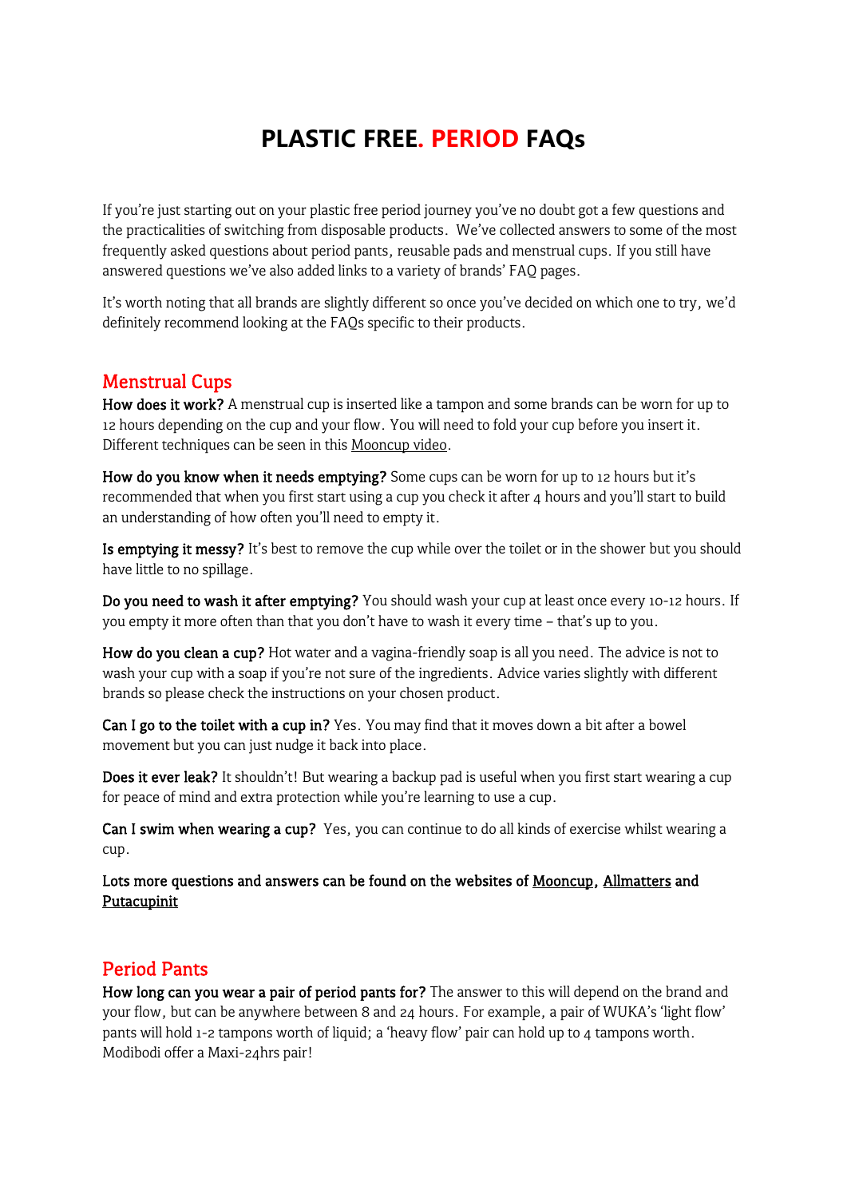# PLASTIC FREE. PERIOD FAQs

If you're just starting out on your plastic free period journey you've no doubt got a few questions and the practicalities of switching from disposable products. We've collected answers to some of the most frequently asked questions about period pants, reusable pads and menstrual cups. If you still have answered questions we've also added links to a variety of brands' FAQ pages.

It's worth noting that all brands are slightly different so once you've decided on which one to try, we'd definitely recommend looking at the FAQs specific to their products.

## Menstrual Cups

**How does it work?** A menstrual cup is inserted like a tampon and some brands can be worn for up to 12 hours depending on the cup and your flow. You will need to fold your cup before you insert it. Different techniques can be seen in this Mooncup video.

**How do you know when it needs emptying?** Some cups can be worn for up to 12 hours but it's recommended that when you first start using a cup you check it after 4 hours and you'll start to build an understanding of how often you'll need to empty it.

**Is emptying it messy?** It's best to remove the cup while over the toilet or in the shower but you should have little to no spillage.

**Do you need to wash it after emptying?** You should wash your cup at least once every 10-12 hours. If you empty it more often than that you don't have to wash it every time – that's up to you.

**How do you clean a cup?** Hot water and a vagina-friendly soap is all you need. The advice is not to wash your cup with a soap if you're not sure of the ingredients. Advice varies slightly with different brands so please check the instructions on your chosen product.

**Can I go to the toilet with a cup in?** Yes. You may find that it moves down a bit after a bowel movement but you can just nudge it back into place.

**Does it ever leak?** It shouldn't! But wearing a backup pad is useful when you first start wearing a cup for peace of mind and extra protection while you're learning to use a cup.

**Can I swim when wearing a cup?** Yes, you can continue to do all kinds of exercise whilst wearing a cup.

**Lots more questions and answers can be found on the websites of Mooncup, Allmatters and Putacupinit**

## Period Pants

**How long can you wear a pair of period pants for?** The answer to this will depend on the brand and your flow, but can be anywhere between 8 and 24 hours. For example, a pair of WUKA's 'light flow' pants will hold 1-2 tampons worth of liquid; a 'heavy flow' pair can hold up to 4 tampons worth. Modibodi offer a Maxi-24hrs pair!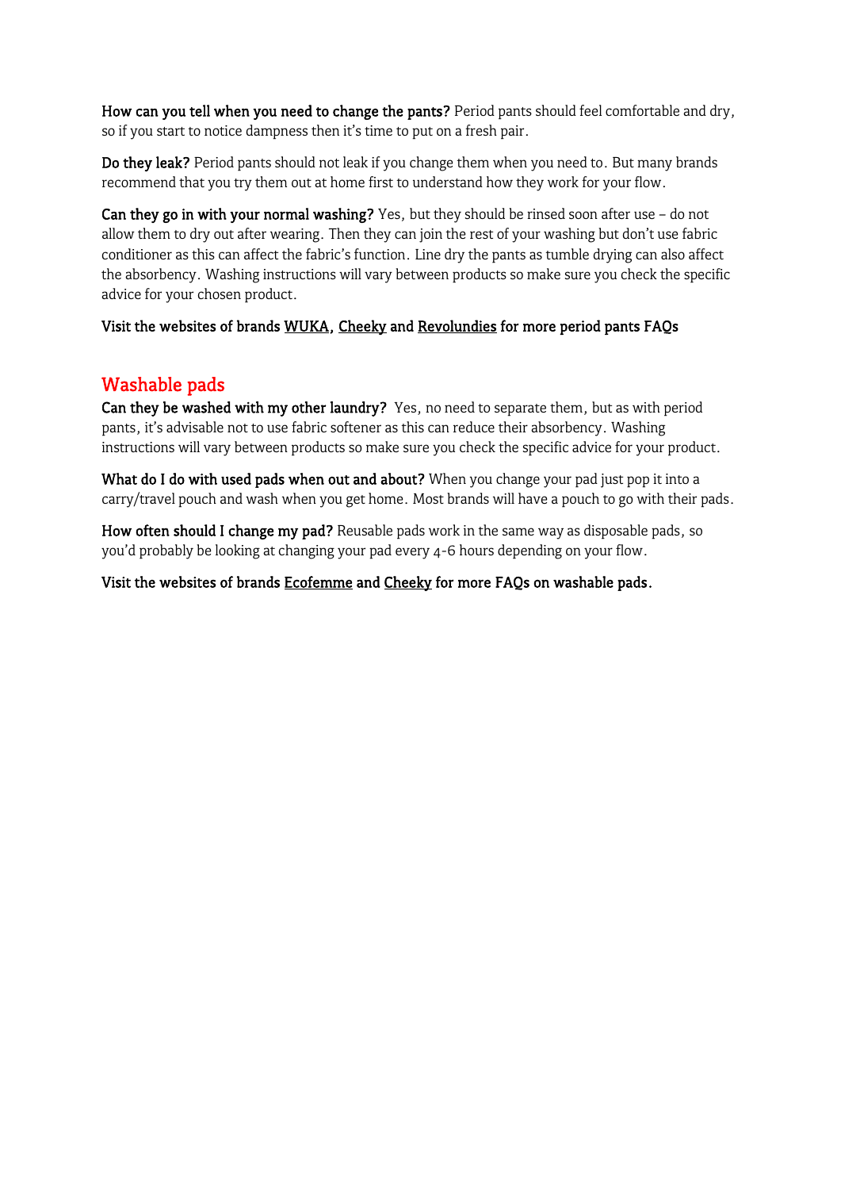**How can you tell when you need to change the pants?** Period pants should feel comfortable and dry, so if you start to notice dampness then it's time to put on a fresh pair.

**Do they leak?** Period pants should not leak if you change them when you need to. But many brands recommend that you try them out at home first to understand how they work for your flow.

**Can they go in with your normal washing?** Yes, but they should be rinsed soon after use – do not allow them to dry out after wearing. Then they can join the rest of your washing but don't use fabric conditioner as this can affect the fabric's function. Line dry the pants as tumble drying can also affect the absorbency. Washing instructions will vary between products so make sure you check the specific advice for your chosen product.

**Visit the websites of brands WUKA, Cheeky and Revolundies for more period pants FAQs**

## Washable pads

**Can they be washed with my other laundry?** Yes, no need to separate them, but as with period pants, it's advisable not to use fabric softener as this can reduce their absorbency. Washing instructions will vary between products so make sure you check the specific advice for your product.

**What do I do with used pads when out and about?** When you change your pad just pop it into a carry/travel pouch and wash when you get home. Most brands will have a pouch to go with their pads.

**How often should I change my pad?** Reusable pads work in the same way as disposable pads, so you'd probably be looking at changing your pad every 4-6 hours depending on your flow.

**Visit the websites of brands Ecofemme and Cheeky for more FAQs on washable pads.**